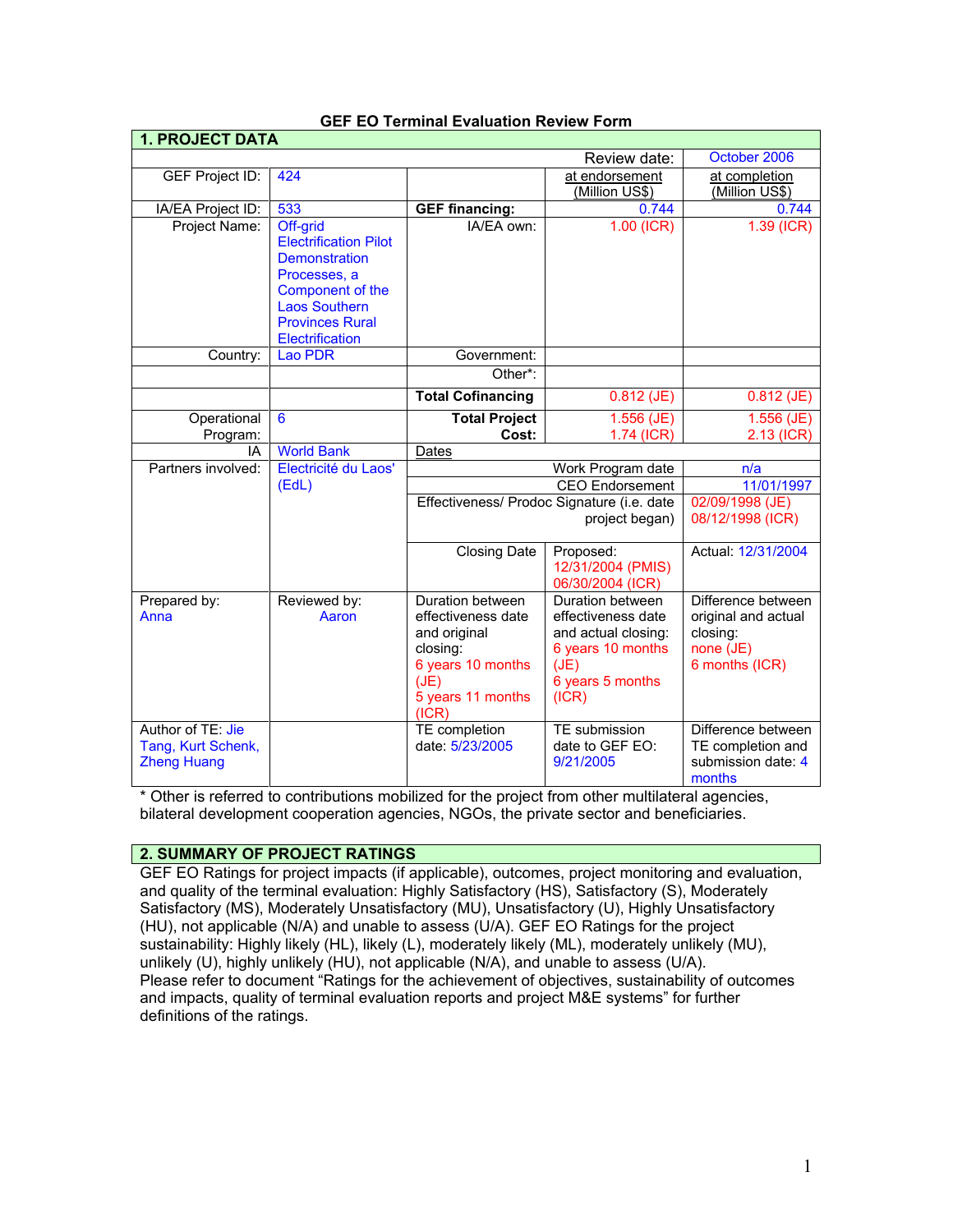# GEF EO Terminal Evaluation Review Form

## 1. PROJECT DATA

| | | | Review date: | October 2006 |
|---|---|---|---|---|
| GEF Project ID: | 424 | | at endorsement (Million US$) | at completion (Million US$) |
| IA/EA Project ID: | 533 | **GEF financing:** | 0.744 | 0.744 |
| Project Name: | Off-grid Electrification Pilot Demonstration Processes, a Component of the Laos Southern Provinces Rural Electrification | IA/EA own: | 1.00 (ICR) | 1.39 (ICR) |
| Country: | Lao PDR | Government: | | |
| | | Other*: | | |
| | | **Total Cofinancing** | 0.812 (JE) | 0.812 (JE) |
| Operational Program: | 6 | **Total Project Cost:** | 1.556 (JE) 1.74 (ICR) | 1.556 (JE) 2.13 (ICR) |
| IA | World Bank | Dates | | |
| Partners involved: | Electricité du Laos' (EdL) | Work Program date | | n/a |
| | | CEO Endorsement | | 11/01/1997 |
| | | Effectiveness/ Prodoc Signature (i.e. date project began) | | 02/09/1998 (JE) 08/12/1998 (ICR) |
| | | Closing Date | Proposed: 12/31/2004 (PMIS) 06/30/2004 (ICR) | Actual: 12/31/2004 |
| Prepared by: Anna | Reviewed by: Aaron | Duration between effectiveness date and original closing: 6 years 10 months (JE) 5 years 11 months (ICR) | Duration between effectiveness date and actual closing: 6 years 10 months (JE) 6 years 5 months (ICR) | Difference between original and actual closing: none (JE) 6 months (ICR) |
| Author of TE: Jie Tang, Kurt Schenk, Zheng Huang | | TE completion date: 5/23/2005 | TE submission date to GEF EO: 9/21/2005 | Difference between TE completion and submission date: 4 months |

\* Other is referred to contributions mobilized for the project from other multilateral agencies, bilateral development cooperation agencies, NGOs, the private sector and beneficiaries.

## 2. SUMMARY OF PROJECT RATINGS

GEF EO Ratings for project impacts (if applicable), outcomes, project monitoring and evaluation, and quality of the terminal evaluation: Highly Satisfactory (HS), Satisfactory (S), Moderately Satisfactory (MS), Moderately Unsatisfactory (MU), Unsatisfactory (U), Highly Unsatisfactory (HU), not applicable (N/A) and unable to assess (U/A). GEF EO Ratings for the project sustainability: Highly likely (HL), likely (L), moderately likely (ML), moderately unlikely (MU), unlikely (U), highly unlikely (HU), not applicable (N/A), and unable to assess (U/A).
Please refer to document "Ratings for the achievement of objectives, sustainability of outcomes and impacts, quality of terminal evaluation reports and project M&E systems" for further definitions of the ratings.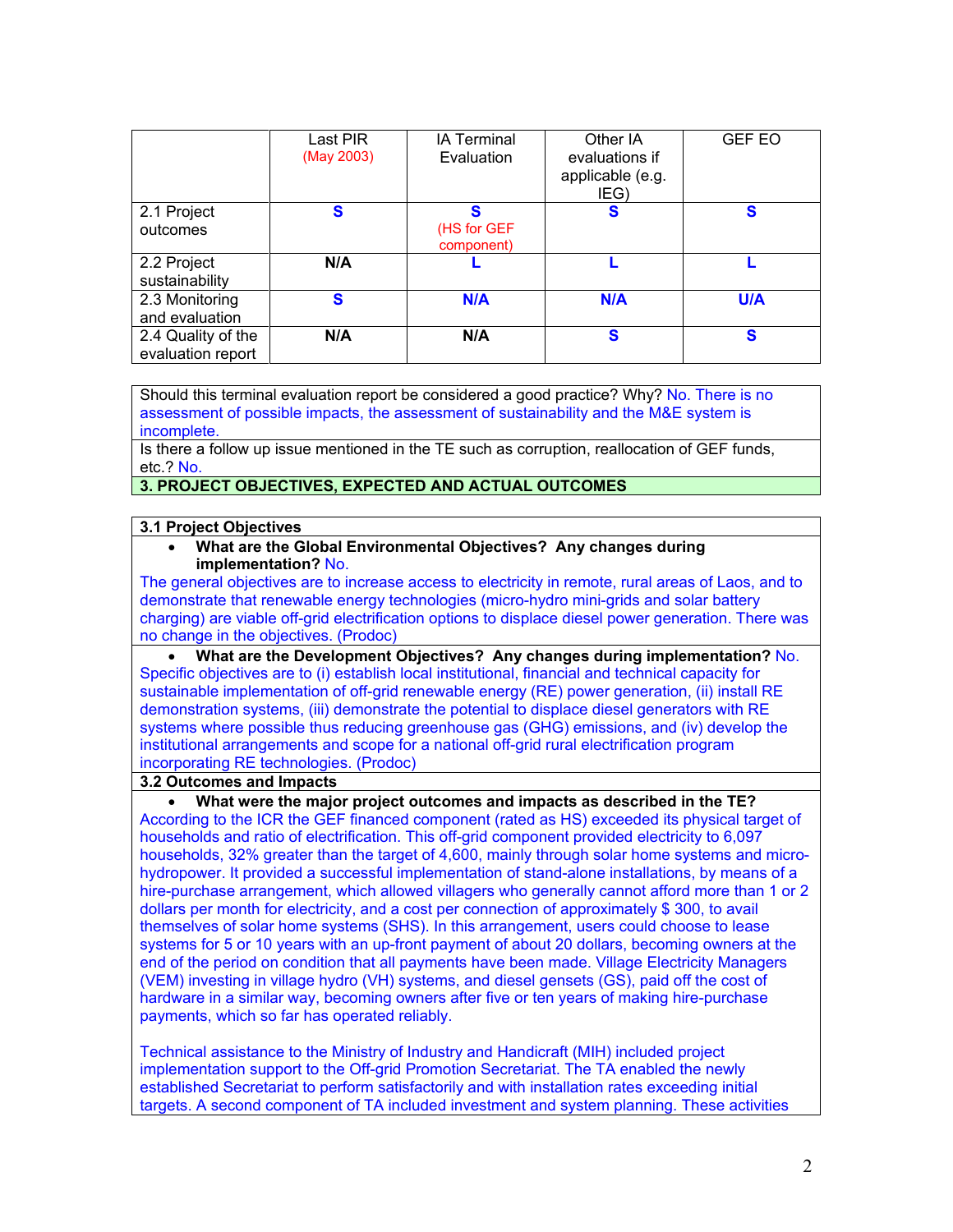| | Last PIR (May 2003) | IA Terminal Evaluation | Other IA evaluations if applicable (e.g. IEG) | GEF EO |
|---|---|---|---|---|
| 2.1 Project outcomes | **S** | **S** (HS for GEF component) | **S** | **S** |
| 2.2 Project sustainability | **N/A** | **L** | **L** | **L** |
| 2.3 Monitoring and evaluation | **S** | **N/A** | **N/A** | **U/A** |
| 2.4 Quality of the evaluation report | **N/A** | **N/A** | **S** | **S** |

Should this terminal evaluation report be considered a good practice? Why? No. There is no assessment of possible impacts, the assessment of sustainability and the M&E system is incomplete.

Is there a follow up issue mentioned in the TE such as corruption, reallocation of GEF funds, etc.? No.

**3. PROJECT OBJECTIVES, EXPECTED AND ACTUAL OUTCOMES**

**3.1 Project Objectives**

- **What are the Global Environmental Objectives? Any changes during implementation?** No.

The general objectives are to increase access to electricity in remote, rural areas of Laos, and to demonstrate that renewable energy technologies (micro-hydro mini-grids and solar battery charging) are viable off-grid electrification options to displace diesel power generation. There was no change in the objectives. (Prodoc)

- **What are the Development Objectives? Any changes during implementation?** No.

Specific objectives are to (i) establish local institutional, financial and technical capacity for sustainable implementation of off-grid renewable energy (RE) power generation, (ii) install RE demonstration systems, (iii) demonstrate the potential to displace diesel generators with RE systems where possible thus reducing greenhouse gas (GHG) emissions, and (iv) develop the institutional arrangements and scope for a national off-grid rural electrification program incorporating RE technologies. (Prodoc)

**3.2 Outcomes and Impacts**

- **What were the major project outcomes and impacts as described in the TE?**

According to the ICR the GEF financed component (rated as HS) exceeded its physical target of households and ratio of electrification. This off-grid component provided electricity to 6,097 households, 32% greater than the target of 4,600, mainly through solar home systems and micro-hydropower. It provided a successful implementation of stand-alone installations, by means of a hire-purchase arrangement, which allowed villagers who generally cannot afford more than 1 or 2 dollars per month for electricity, and a cost per connection of approximately $ 300, to avail themselves of solar home systems (SHS). In this arrangement, users could choose to lease systems for 5 or 10 years with an up-front payment of about 20 dollars, becoming owners at the end of the period on condition that all payments have been made. Village Electricity Managers (VEM) investing in village hydro (VH) systems, and diesel gensets (GS), paid off the cost of hardware in a similar way, becoming owners after five or ten years of making hire-purchase payments, which so far has operated reliably.

Technical assistance to the Ministry of Industry and Handicraft (MIH) included project implementation support to the Off-grid Promotion Secretariat. The TA enabled the newly established Secretariat to perform satisfactorily and with installation rates exceeding initial targets. A second component of TA included investment and system planning. These activities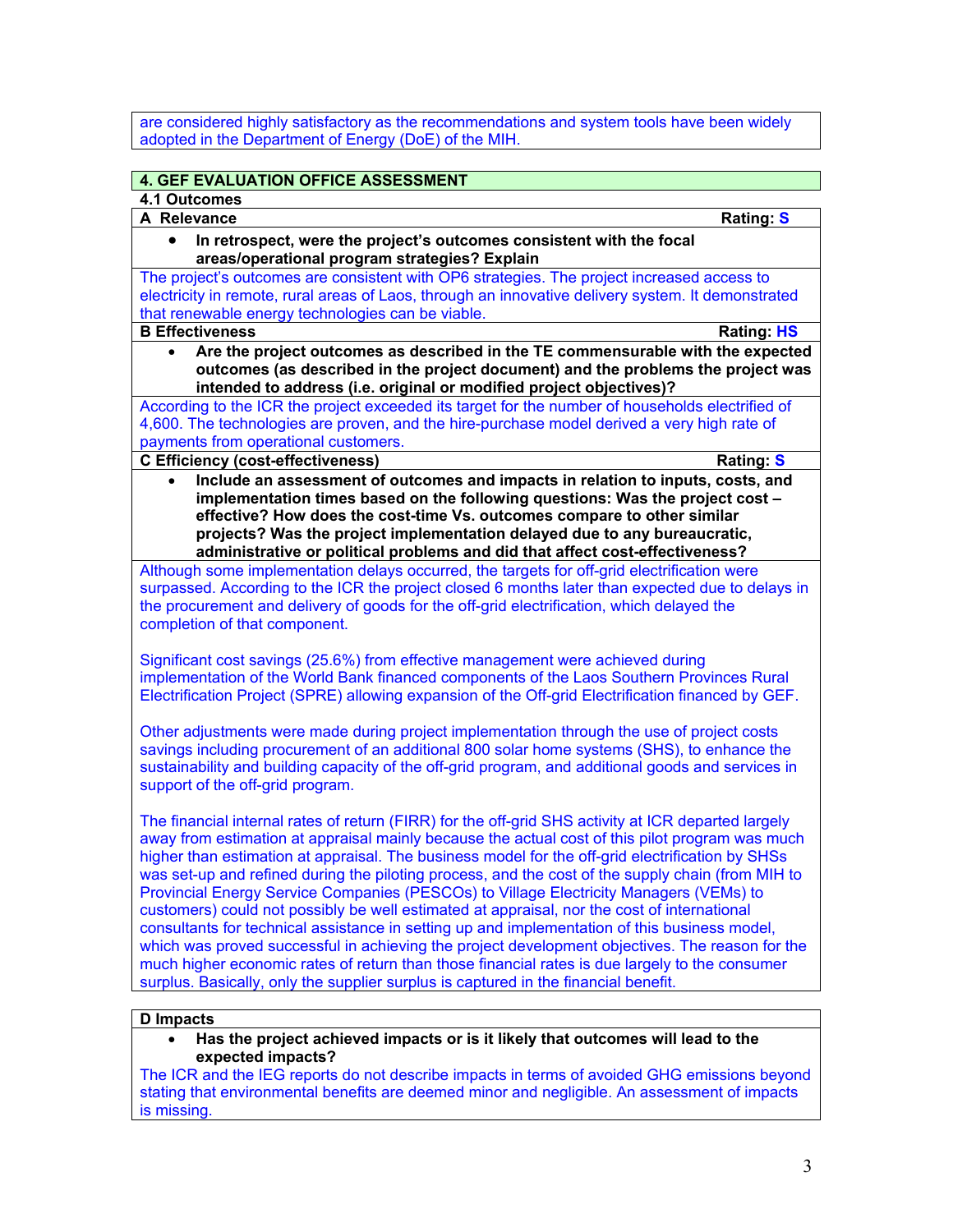are considered highly satisfactory as the recommendations and system tools have been widely adopted in the Department of Energy (DoE) of the MIH.

## 4. GEF EVALUATION OFFICE ASSESSMENT

### 4.1 Outcomes

**A Relevance** — **Rating: S**

- **In retrospect, were the project's outcomes consistent with the focal areas/operational program strategies? Explain**

The project's outcomes are consistent with OP6 strategies. The project increased access to electricity in remote, rural areas of Laos, through an innovative delivery system. It demonstrated that renewable energy technologies can be viable.

**B Effectiveness** — **Rating: HS**

- **Are the project outcomes as described in the TE commensurable with the expected outcomes (as described in the project document) and the problems the project was intended to address (i.e. original or modified project objectives)?**

According to the ICR the project exceeded its target for the number of households electrified of 4,600. The technologies are proven, and the hire-purchase model derived a very high rate of payments from operational customers.

**C Efficiency (cost-effectiveness)** — **Rating: S**

- **Include an assessment of outcomes and impacts in relation to inputs, costs, and implementation times based on the following questions: Was the project cost – effective? How does the cost-time Vs. outcomes compare to other similar projects? Was the project implementation delayed due to any bureaucratic, administrative or political problems and did that affect cost-effectiveness?**

Although some implementation delays occurred, the targets for off-grid electrification were surpassed. According to the ICR the project closed 6 months later than expected due to delays in the procurement and delivery of goods for the off-grid electrification, which delayed the completion of that component.

Significant cost savings (25.6%) from effective management were achieved during implementation of the World Bank financed components of the Laos Southern Provinces Rural Electrification Project (SPRE) allowing expansion of the Off-grid Electrification financed by GEF.

Other adjustments were made during project implementation through the use of project costs savings including procurement of an additional 800 solar home systems (SHS), to enhance the sustainability and building capacity of the off-grid program, and additional goods and services in support of the off-grid program.

The financial internal rates of return (FIRR) for the off-grid SHS activity at ICR departed largely away from estimation at appraisal mainly because the actual cost of this pilot program was much higher than estimation at appraisal. The business model for the off-grid electrification by SHSs was set-up and refined during the piloting process, and the cost of the supply chain (from MIH to Provincial Energy Service Companies (PESCOs) to Village Electricity Managers (VEMs) to customers) could not possibly be well estimated at appraisal, nor the cost of international consultants for technical assistance in setting up and implementation of this business model, which was proved successful in achieving the project development objectives. The reason for the much higher economic rates of return than those financial rates is due largely to the consumer surplus. Basically, only the supplier surplus is captured in the financial benefit.

**D Impacts**

- **Has the project achieved impacts or is it likely that outcomes will lead to the expected impacts?**

The ICR and the IEG reports do not describe impacts in terms of avoided GHG emissions beyond stating that environmental benefits are deemed minor and negligible. An assessment of impacts is missing.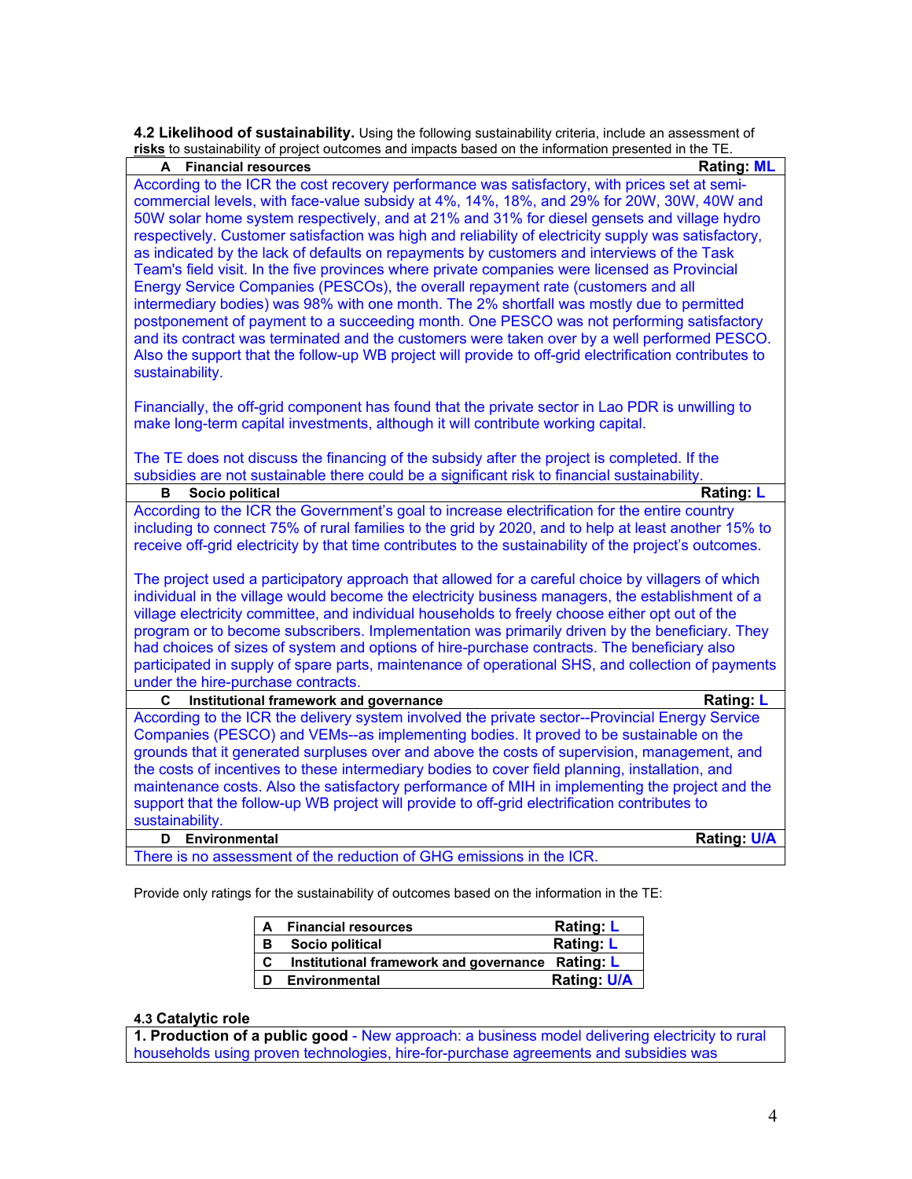**4.2 Likelihood of sustainability.** Using the following sustainability criteria, include an assessment of **risks** to sustainability of project outcomes and impacts based on the information presented in the TE.

| A Financial resources | Rating: ML |
|---|---|
| According to the ICR the cost recovery performance was satisfactory, with prices set at semi-commercial levels, with face-value subsidy at 4%, 14%, 18%, and 29% for 20W, 30W, 40W and 50W solar home system respectively, and at 21% and 31% for diesel gensets and village hydro respectively. Customer satisfaction was high and reliability of electricity supply was satisfactory, as indicated by the lack of defaults on repayments by customers and interviews of the Task Team's field visit. In the five provinces where private companies were licensed as Provincial Energy Service Companies (PESCOs), the overall repayment rate (customers and all intermediary bodies) was 98% with one month. The 2% shortfall was mostly due to permitted postponement of payment to a succeeding month. One PESCO was not performing satisfactory and its contract was terminated and the customers were taken over by a well performed PESCO. Also the support that the follow-up WB project will provide to off-grid electrification contributes to sustainability.<br><br>Financially, the off-grid component has found that the private sector in Lao PDR is unwilling to make long-term capital investments, although it will contribute working capital.<br><br>The TE does not discuss the financing of the subsidy after the project is completed. If the subsidies are not sustainable there could be a significant risk to financial sustainability. | |
| **B Socio political** | **Rating: L** |
| According to the ICR the Government's goal to increase electrification for the entire country including to connect 75% of rural families to the grid by 2020, and to help at least another 15% to receive off-grid electricity by that time contributes to the sustainability of the project's outcomes.<br><br>The project used a participatory approach that allowed for a careful choice by villagers of which individual in the village would become the electricity business managers, the establishment of a village electricity committee, and individual households to freely choose either opt out of the program or to become subscribers. Implementation was primarily driven by the beneficiary. They had choices of sizes of system and options of hire-purchase contracts. The beneficiary also participated in supply of spare parts, maintenance of operational SHS, and collection of payments under the hire-purchase contracts. | |
| **C Institutional framework and governance** | **Rating: L** |
| According to the ICR the delivery system involved the private sector--Provincial Energy Service Companies (PESCO) and VEMs--as implementing bodies. It proved to be sustainable on the grounds that it generated surpluses over and above the costs of supervision, management, and the costs of incentives to these intermediary bodies to cover field planning, installation, and maintenance costs. Also the satisfactory performance of MIH in implementing the project and the support that the follow-up WB project will provide to off-grid electrification contributes to sustainability. | |
| **D Environmental** | **Rating: U/A** |
| There is no assessment of the reduction of GHG emissions in the ICR. | |

Provide only ratings for the sustainability of outcomes based on the information in the TE:

| | | |
|---|---|---|
| A | Financial resources | Rating: L |
| B | Socio political | Rating: L |
| C | Institutional framework and governance | Rating: L |
| D | Environmental | Rating: U/A |

**4.3 Catalytic role**

**1. Production of a public good** - New approach: a business model delivering electricity to rural households using proven technologies, hire-for-purchase agreements and subsidies was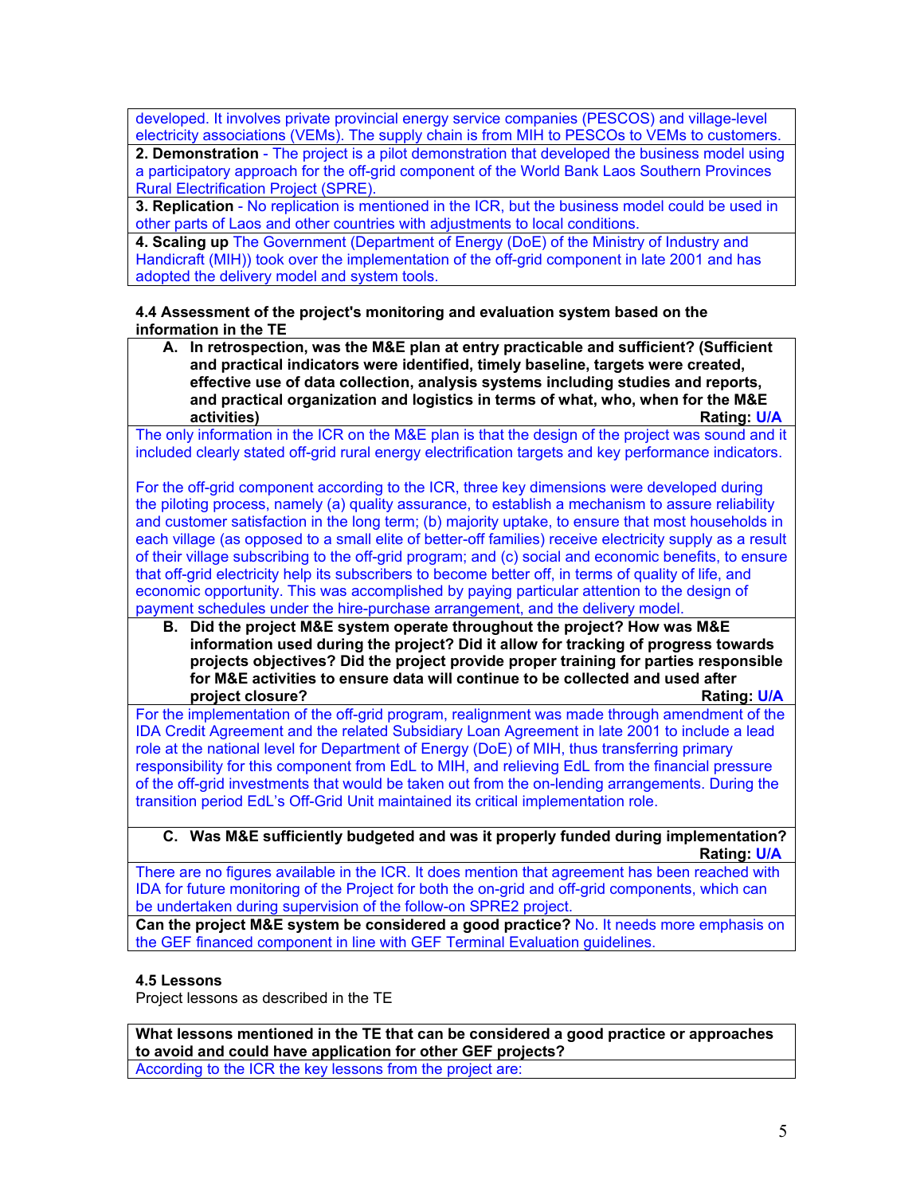developed. It involves private provincial energy service companies (PESCOS) and village-level electricity associations (VEMs). The supply chain is from MIH to PESCOs to VEMs to customers.

**2. Demonstration** - The project is a pilot demonstration that developed the business model using a participatory approach for the off-grid component of the World Bank Laos Southern Provinces Rural Electrification Project (SPRE).

**3. Replication** - No replication is mentioned in the ICR, but the business model could be used in other parts of Laos and other countries with adjustments to local conditions.

**4. Scaling up** The Government (Department of Energy (DoE) of the Ministry of Industry and Handicraft (MIH)) took over the implementation of the off-grid component in late 2001 and has adopted the delivery model and system tools.

**4.4 Assessment of the project's monitoring and evaluation system based on the information in the TE**

**A. In retrospection, was the M&E plan at entry practicable and sufficient? (Sufficient and practical indicators were identified, timely baseline, targets were created, effective use of data collection, analysis systems including studies and reports, and practical organization and logistics in terms of what, who, when for the M&E activities) Rating: U/A**

The only information in the ICR on the M&E plan is that the design of the project was sound and it included clearly stated off-grid rural energy electrification targets and key performance indicators.

For the off-grid component according to the ICR, three key dimensions were developed during the piloting process, namely (a) quality assurance, to establish a mechanism to assure reliability and customer satisfaction in the long term; (b) majority uptake, to ensure that most households in each village (as opposed to a small elite of better-off families) receive electricity supply as a result of their village subscribing to the off-grid program; and (c) social and economic benefits, to ensure that off-grid electricity help its subscribers to become better off, in terms of quality of life, and economic opportunity. This was accomplished by paying particular attention to the design of payment schedules under the hire-purchase arrangement, and the delivery model.

**B. Did the project M&E system operate throughout the project? How was M&E information used during the project? Did it allow for tracking of progress towards projects objectives? Did the project provide proper training for parties responsible for M&E activities to ensure data will continue to be collected and used after project closure? Rating: U/A**

For the implementation of the off-grid program, realignment was made through amendment of the IDA Credit Agreement and the related Subsidiary Loan Agreement in late 2001 to include a lead role at the national level for Department of Energy (DoE) of MIH, thus transferring primary responsibility for this component from EdL to MIH, and relieving EdL from the financial pressure of the off-grid investments that would be taken out from the on-lending arrangements. During the transition period EdL's Off-Grid Unit maintained its critical implementation role.

**C. Was M&E sufficiently budgeted and was it properly funded during implementation? Rating: U/A**

There are no figures available in the ICR. It does mention that agreement has been reached with IDA for future monitoring of the Project for both the on-grid and off-grid components, which can be undertaken during supervision of the follow-on SPRE2 project.

**Can the project M&E system be considered a good practice?** No. It needs more emphasis on the GEF financed component in line with GEF Terminal Evaluation guidelines.

**4.5 Lessons**

Project lessons as described in the TE

**What lessons mentioned in the TE that can be considered a good practice or approaches to avoid and could have application for other GEF projects?**

According to the ICR the key lessons from the project are: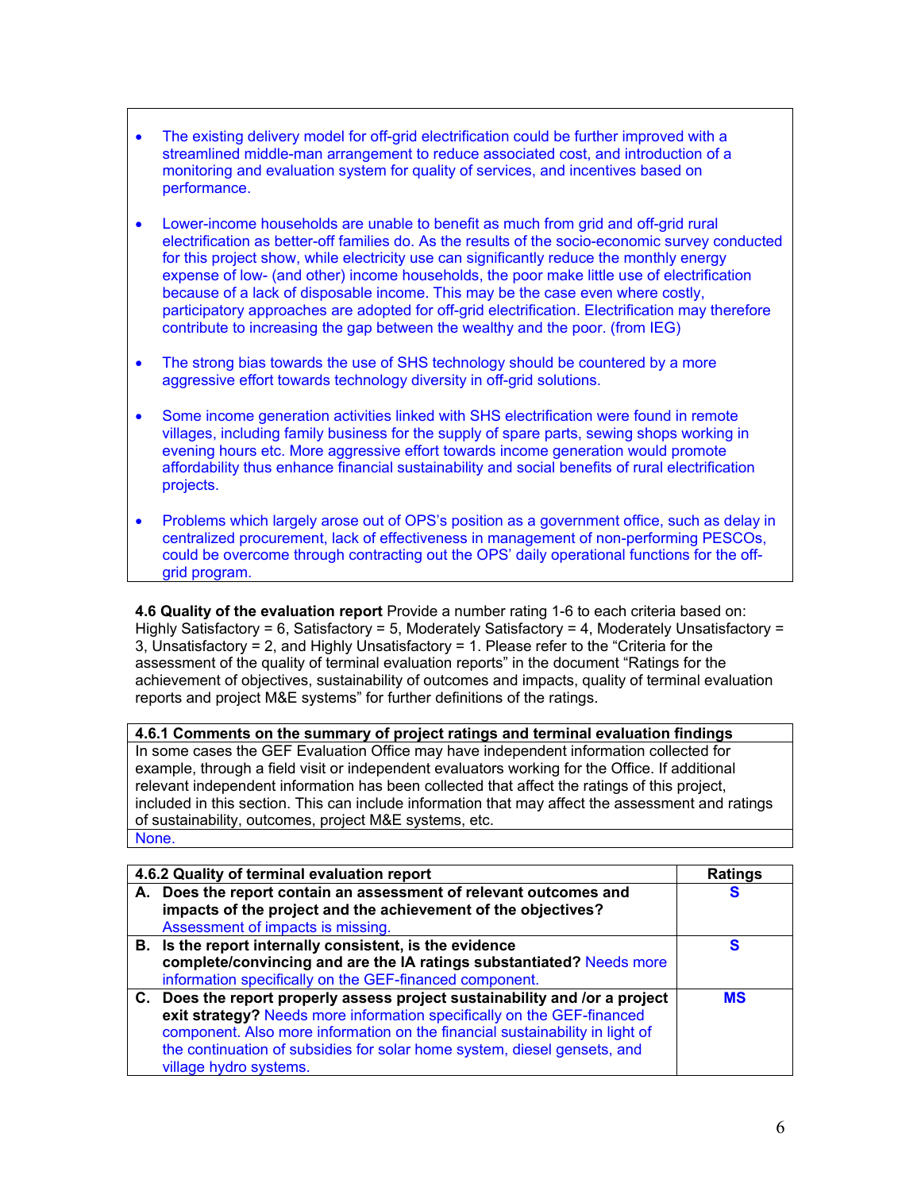- The existing delivery model for off-grid electrification could be further improved with a streamlined middle-man arrangement to reduce associated cost, and introduction of a monitoring and evaluation system for quality of services, and incentives based on performance.

- Lower-income households are unable to benefit as much from grid and off-grid rural electrification as better-off families do. As the results of the socio-economic survey conducted for this project show, while electricity use can significantly reduce the monthly energy expense of low- (and other) income households, the poor make little use of electrification because of a lack of disposable income. This may be the case even where costly, participatory approaches are adopted for off-grid electrification. Electrification may therefore contribute to increasing the gap between the wealthy and the poor. (from IEG)

- The strong bias towards the use of SHS technology should be countered by a more aggressive effort towards technology diversity in off-grid solutions.

- Some income generation activities linked with SHS electrification were found in remote villages, including family business for the supply of spare parts, sewing shops working in evening hours etc. More aggressive effort towards income generation would promote affordability thus enhance financial sustainability and social benefits of rural electrification projects.

- Problems which largely arose out of OPS's position as a government office, such as delay in centralized procurement, lack of effectiveness in management of non-performing PESCOs, could be overcome through contracting out the OPS' daily operational functions for the off-grid program.

**4.6 Quality of the evaluation report** Provide a number rating 1-6 to each criteria based on: Highly Satisfactory = 6, Satisfactory = 5, Moderately Satisfactory = 4, Moderately Unsatisfactory = 3, Unsatisfactory = 2, and Highly Unsatisfactory = 1. Please refer to the "Criteria for the assessment of the quality of terminal evaluation reports" in the document "Ratings for the achievement of objectives, sustainability of outcomes and impacts, quality of terminal evaluation reports and project M&E systems" for further definitions of the ratings.

| **4.6.1 Comments on the summary of project ratings and terminal evaluation findings** |
|---|
| In some cases the GEF Evaluation Office may have independent information collected for example, through a field visit or independent evaluators working for the Office. If additional relevant independent information has been collected that affect the ratings of this project, included in this section. This can include information that may affect the assessment and ratings of sustainability, outcomes, project M&E systems, etc. |
| None. |

| **4.6.2 Quality of terminal evaluation report** | **Ratings** |
|---|---|
| **A. Does the report contain an assessment of relevant outcomes and impacts of the project and the achievement of the objectives?** Assessment of impacts is missing. | **S** |
| **B. Is the report internally consistent, is the evidence complete/convincing and are the IA ratings substantiated?** Needs more information specifically on the GEF-financed component. | **S** |
| **C. Does the report properly assess project sustainability and /or a project exit strategy?** Needs more information specifically on the GEF-financed component. Also more information on the financial sustainability in light of the continuation of subsidies for solar home system, diesel gensets, and village hydro systems. | **MS** |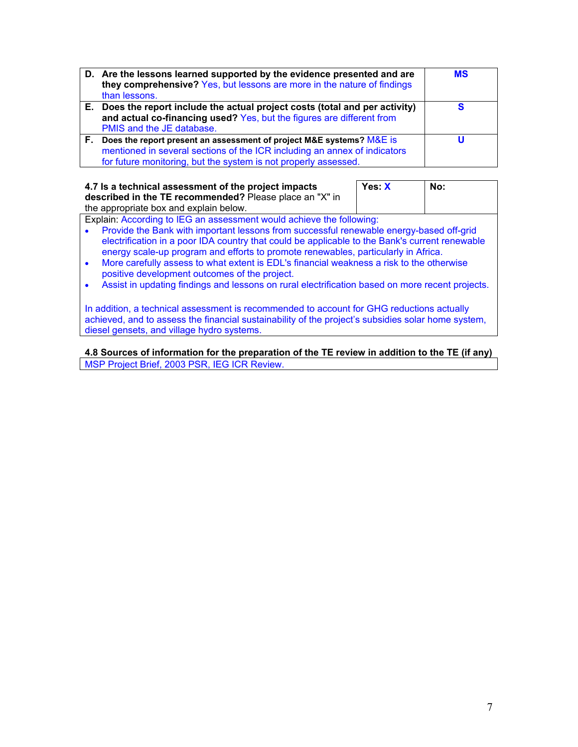| | |
|---|---|
| **D. Are the lessons learned supported by the evidence presented and are they comprehensive?** Yes, but lessons are more in the nature of findings than lessons. | **MS** |
| **E. Does the report include the actual project costs (total and per activity) and actual co-financing used?** Yes, but the figures are different from PMIS and the JE database. | **S** |
| **F. Does the report present an assessment of project M&E systems?** M&E is mentioned in several sections of the ICR including an annex of indicators for future monitoring, but the system is not properly assessed. | **U** |

| | | |
|---|---|---|
| **4.7 Is a technical assessment of the project impacts described in the TE recommended?** Please place an "X" in the appropriate box and explain below. | **Yes: X** | **No:** |

Explain: According to IEG an assessment would achieve the following:

- Provide the Bank with important lessons from successful renewable energy-based off-grid electrification in a poor IDA country that could be applicable to the Bank's current renewable energy scale-up program and efforts to promote renewables, particularly in Africa.
- More carefully assess to what extent is EDL's financial weakness a risk to the otherwise positive development outcomes of the project.
- Assist in updating findings and lessons on rural electrification based on more recent projects.

In addition, a technical assessment is recommended to account for GHG reductions actually achieved, and to assess the financial sustainability of the project's subsidies solar home system, diesel gensets, and village hydro systems.

**4.8 Sources of information for the preparation of the TE review in addition to the TE (if any)**

MSP Project Brief, 2003 PSR, IEG ICR Review.